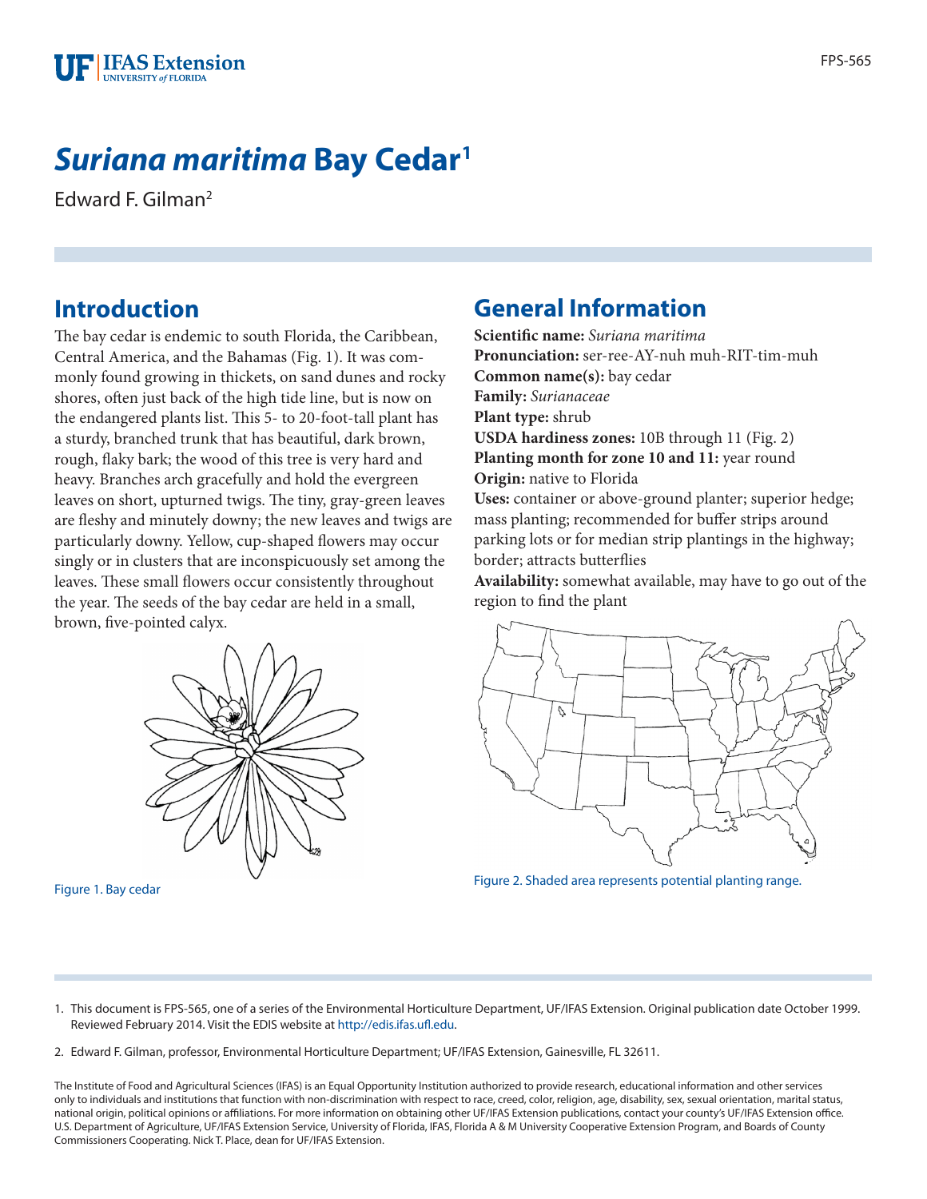# *Suriana maritima* Bay Cedar[1]

Edward F. Gilman[2]

## Introduction

The bay cedar is endemic to south Florida, the Caribbean, Central America, and the Bahamas (Fig. 1). It was commonly found growing in thickets, on sand dunes and rocky shores, often just back of the high tide line, but is now on the endangered plants list. This 5- to 20-foot-tall plant has a sturdy, branched trunk that has beautiful, dark brown, rough, flaky bark; the wood of this tree is very hard and heavy. Branches arch gracefully and hold the evergreen leaves on short, upturned twigs. The tiny, gray-green leaves are fleshy and minutely downy; the new leaves and twigs are particularly downy. Yellow, cup-shaped flowers may occur singly or in clusters that are inconspicuously set among the leaves. These small flowers occur consistently throughout the year. The seeds of the bay cedar are held in a small, brown, five-pointed calyx.

Figure 1. Bay cedar

## General Information

**Scientific name:** *Suriana maritima*
**Pronunciation:** ser-ree-AY-nuh muh-RIT-tim-muh
**Common name(s):** bay cedar
**Family:** *Surianaceae*
**Plant type:** shrub
**USDA hardiness zones:** 10B through 11 (Fig. 2)
**Planting month for zone 10 and 11:** year round
**Origin:** native to Florida
**Uses:** container or above-ground planter; superior hedge; mass planting; recommended for buffer strips around parking lots or for median strip plantings in the highway; border; attracts butterflies
**Availability:** somewhat available, may have to go out of the region to find the plant

Figure 2. Shaded area represents potential planting range.

---

1. This document is FPS-565, one of a series of the Environmental Horticulture Department, UF/IFAS Extension. Original publication date October 1999. Reviewed February 2014. Visit the EDIS website at http://edis.ifas.ufl.edu.

2. Edward F. Gilman, professor, Environmental Horticulture Department; UF/IFAS Extension, Gainesville, FL 32611.

The Institute of Food and Agricultural Sciences (IFAS) is an Equal Opportunity Institution authorized to provide research, educational information and other services only to individuals and institutions that function with non-discrimination with respect to race, creed, color, religion, age, disability, sex, sexual orientation, marital status, national origin, political opinions or affiliations. For more information on obtaining other UF/IFAS Extension publications, contact your county's UF/IFAS Extension office. U.S. Department of Agriculture, UF/IFAS Extension Service, University of Florida, IFAS, Florida A & M University Cooperative Extension Program, and Boards of County Commissioners Cooperating. Nick T. Place, dean for UF/IFAS Extension.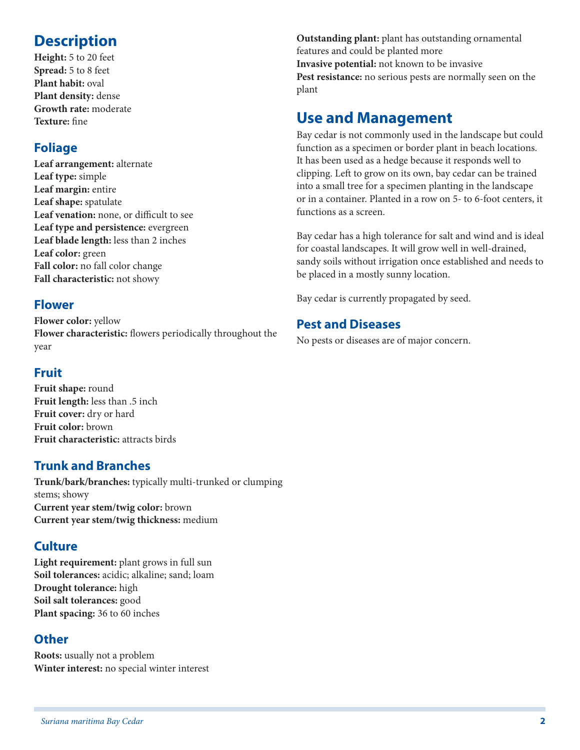## Description

**Height:** 5 to 20 feet
**Spread:** 5 to 8 feet
**Plant habit:** oval
**Plant density:** dense
**Growth rate:** moderate
**Texture:** fine

### Foliage

**Leaf arrangement:** alternate
**Leaf type:** simple
**Leaf margin:** entire
**Leaf shape:** spatulate
**Leaf venation:** none, or difficult to see
**Leaf type and persistence:** evergreen
**Leaf blade length:** less than 2 inches
**Leaf color:** green
**Fall color:** no fall color change
**Fall characteristic:** not showy

### Flower

**Flower color:** yellow
**Flower characteristic:** flowers periodically throughout the year

### Fruit

**Fruit shape:** round
**Fruit length:** less than .5 inch
**Fruit cover:** dry or hard
**Fruit color:** brown
**Fruit characteristic:** attracts birds

### Trunk and Branches

**Trunk/bark/branches:** typically multi-trunked or clumping stems; showy
**Current year stem/twig color:** brown
**Current year stem/twig thickness:** medium

### Culture

**Light requirement:** plant grows in full sun
**Soil tolerances:** acidic; alkaline; sand; loam
**Drought tolerance:** high
**Soil salt tolerances:** good
**Plant spacing:** 36 to 60 inches

### Other

**Roots:** usually not a problem
**Winter interest:** no special winter interest
**Outstanding plant:** plant has outstanding ornamental features and could be planted more
**Invasive potential:** not known to be invasive
**Pest resistance:** no serious pests are normally seen on the plant

## Use and Management

Bay cedar is not commonly used in the landscape but could function as a specimen or border plant in beach locations. It has been used as a hedge because it responds well to clipping. Left to grow on its own, bay cedar can be trained into a small tree for a specimen planting in the landscape or in a container. Planted in a row on 5- to 6-foot centers, it functions as a screen.

Bay cedar has a high tolerance for salt and wind and is ideal for coastal landscapes. It will grow well in well-drained, sandy soils without irrigation once established and needs to be placed in a mostly sunny location.

Bay cedar is currently propagated by seed.

### Pest and Diseases

No pests or diseases are of major concern.